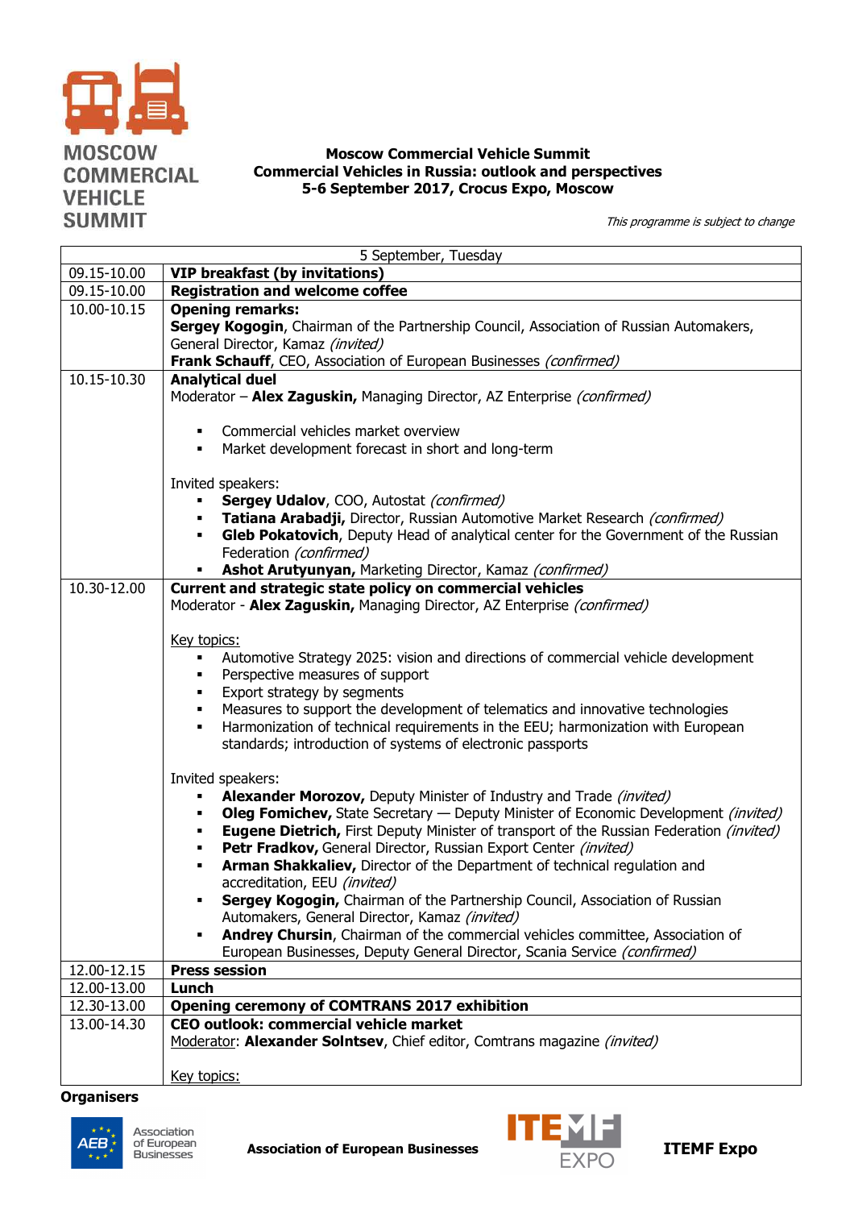MOSCOW COMMERCIAL VEHICLE SUMMIT

**Moscow Commercial Vehicle Summit**
**Commercial Vehicles in Russia: outlook and perspectives**
**5-6 September 2017, Crocus Expo, Moscow**

*This programme is subject to change*

| 5 September, Tuesday | |
|---|---|
| 09.15-10.00 | **VIP breakfast (by invitations)** |
| 09.15-10.00 | **Registration and welcome coffee** |
| 10.00-10.15 | **Opening remarks:**<br>**Sergey Kogogin**, Chairman of the Partnership Council, Association of Russian Automakers, General Director, Kamaz *(invited)*<br>**Frank Schauff**, CEO, Association of European Businesses *(confirmed)* |
| 10.15-10.30 | **Analytical duel**<br>Moderator – **Alex Zaguskin,** Managing Director, AZ Enterprise *(confirmed)*<br><br>▪ Commercial vehicles market overview<br>▪ Market development forecast in short and long-term<br><br>Invited speakers:<br>▪ **Sergey Udalov**, COO, Autostat *(confirmed)*<br>▪ **Tatiana Arabadji,** Director, Russian Automotive Market Research *(confirmed)*<br>▪ **Gleb Pokatovich**, Deputy Head of analytical center for the Government of the Russian Federation *(confirmed)*<br>▪ **Ashot Arutyunyan,** Marketing Director, Kamaz *(confirmed)* |
| 10.30-12.00 | **Current and strategic state policy on commercial vehicles**<br>Moderator - **Alex Zaguskin,** Managing Director, AZ Enterprise *(confirmed)*<br><br>Key topics:<br>▪ Automotive Strategy 2025: vision and directions of commercial vehicle development<br>▪ Perspective measures of support<br>▪ Export strategy by segments<br>▪ Measures to support the development of telematics and innovative technologies<br>▪ Harmonization of technical requirements in the EEU; harmonization with European standards; introduction of systems of electronic passports<br><br>Invited speakers:<br>▪ **Alexander Morozov,** Deputy Minister of Industry and Trade *(invited)*<br>▪ **Oleg Fomichev,** State Secretary — Deputy Minister of Economic Development *(invited)*<br>▪ **Eugene Dietrich,** First Deputy Minister of transport of the Russian Federation *(invited)*<br>▪ **Petr Fradkov,** General Director, Russian Export Center *(invited)*<br>▪ **Arman Shakkaliev,** Director of the Department of technical regulation and accreditation, EEU *(invited)*<br>▪ **Sergey Kogogin,** Chairman of the Partnership Council, Association of Russian Automakers, General Director, Kamaz *(invited)*<br>▪ **Andrey Chursin**, Chairman of the commercial vehicles committee, Association of European Businesses, Deputy General Director, Scania Service *(confirmed)* |
| 12.00-12.15 | **Press session** |
| 12.00-13.00 | **Lunch** |
| 12.30-13.00 | **Opening ceremony of COMTRANS 2017 exhibition** |
| 13.00-14.30 | **CEO outlook: commercial vehicle market**<br>Moderator: **Alexander Solntsev**, Chief editor, Comtrans magazine *(invited)*<br><br>Key topics: |

**Organisers**

Association of European Businesses — **Association of European Businesses**

ITEMF EXPO — **ITEMF Expo**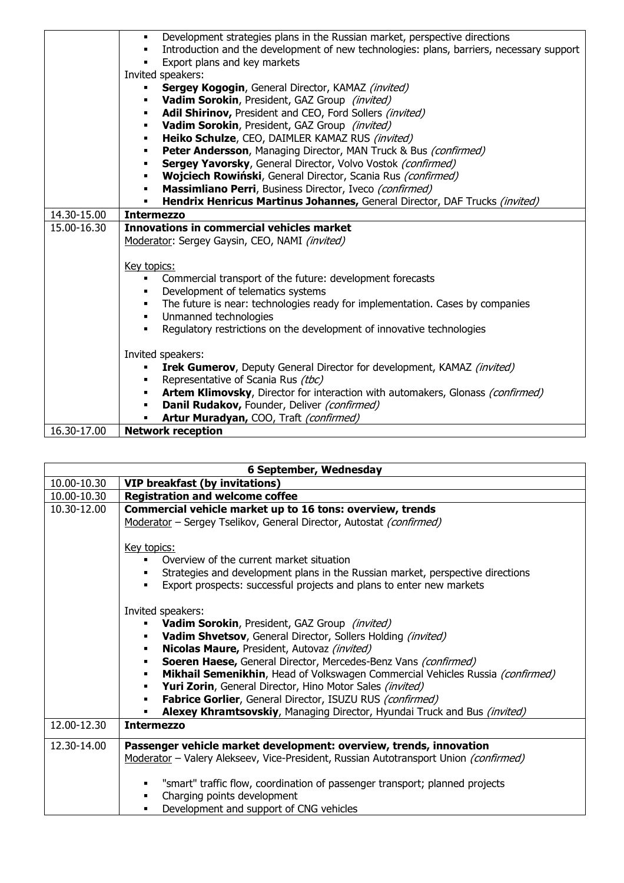| | |
|---|---|
| | ▪ Development strategies plans in the Russian market, perspective directions<br>▪ Introduction and the development of new technologies: plans, barriers, necessary support<br>▪ Export plans and key markets<br>Invited speakers:<br>▪ **Sergey Kogogin**, General Director, KAMAZ *(invited)*<br>▪ **Vadim Sorokin**, President, GAZ Group *(invited)*<br>▪ **Adil Shirinov,** President and CEO, Ford Sollers *(invited)*<br>▪ **Vadim Sorokin**, President, GAZ Group *(invited)*<br>▪ **Heiko Schulze**, CEO, DAIMLER KAMAZ RUS *(invited)*<br>▪ **Peter Andersson**, Managing Director, MAN Truck & Bus *(confirmed)*<br>▪ **Sergey Yavorsky**, General Director, Volvo Vostok *(confirmed)*<br>▪ **Wojciech Rowiński**, General Director, Scania Rus *(confirmed)*<br>▪ **Massimliano Perri**, Business Director, Iveco *(confirmed)*<br>▪ **Hendrix Henricus Martinus Johannes,** General Director, DAF Trucks *(invited)* |
| 14.30-15.00 | **Intermezzo** |
| 15.00-16.30 | **Innovations in commercial vehicles market**<br>Moderator: Sergey Gaysin, CEO, NAMI *(invited)*<br><br>Key topics:<br>▪ Commercial transport of the future: development forecasts<br>▪ Development of telematics systems<br>▪ The future is near: technologies ready for implementation. Cases by companies<br>▪ Unmanned technologies<br>▪ Regulatory restrictions on the development of innovative technologies<br><br>Invited speakers:<br>▪ **Irek Gumerov**, Deputy General Director for development, KAMAZ *(invited)*<br>▪ Representative of Scania Rus *(tbc)*<br>▪ **Artem Klimovsky**, Director for interaction with automakers, Glonass *(confirmed)*<br>▪ **Danil Rudakov,** Founder, Deliver *(confirmed)*<br>▪ **Artur Muradyan,** COO, Traft *(confirmed)* |
| 16.30-17.00 | **Network reception** |

| **6 September, Wednesday** | |
|---|---|
| 10.00-10.30 | **VIP breakfast (by invitations)** |
| 10.00-10.30 | **Registration and welcome coffee** |
| 10.30-12.00 | **Commercial vehicle market up to 16 tons: overview, trends**<br>Moderator – Sergey Tselikov, General Director, Autostat *(confirmed)*<br><br>Key topics:<br>▪ Overview of the current market situation<br>▪ Strategies and development plans in the Russian market, perspective directions<br>▪ Export prospects: successful projects and plans to enter new markets<br><br>Invited speakers:<br>▪ **Vadim Sorokin**, President, GAZ Group *(invited)*<br>▪ **Vadim Shvetsov**, General Director, Sollers Holding *(invited)*<br>▪ **Nicolas Maure,** President, Autovaz *(invited)*<br>▪ **Soeren Haese,** General Director, Mercedes-Benz Vans *(confirmed)*<br>▪ **Mikhail Semenikhin**, Head of Volkswagen Commercial Vehicles Russia *(confirmed)*<br>▪ **Yuri Zorin**, General Director, Hino Motor Sales *(invited)*<br>▪ **Fabrice Gorlier**, General Director, ISUZU RUS *(confirmed)*<br>▪ **Alexey Khramtsovskiy**, Managing Director, Hyundai Truck and Bus *(invited)* |
| 12.00-12.30 | **Intermezzo** |
| 12.30-14.00 | **Passenger vehicle market development: overview, trends, innovation**<br>Moderator – Valery Alekseev, Vice-President, Russian Autotransport Union *(confirmed)*<br><br>▪ "smart" traffic flow, coordination of passenger transport; planned projects<br>▪ Charging points development<br>▪ Development and support of CNG vehicles |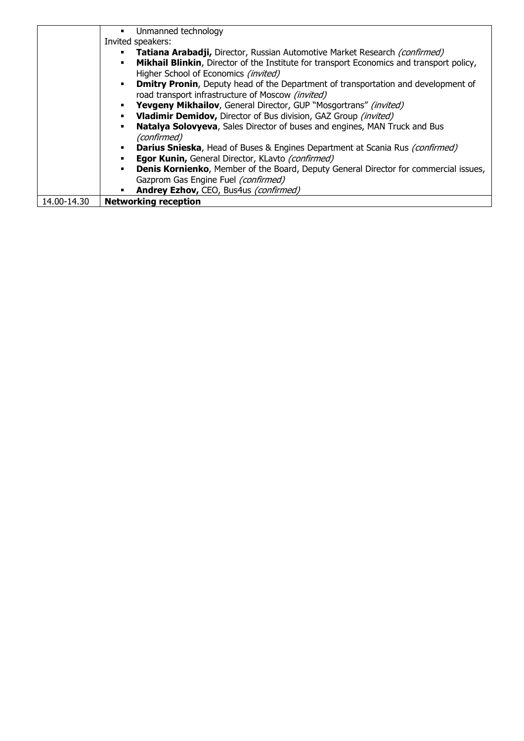| | |
|---|---|
| | ▪ Unmanned technology<br>Invited speakers:<br>▪ **Tatiana Arabadji,** Director, Russian Automotive Market Research *(confirmed)*<br>▪ **Mikhail Blinkin**, Director of the Institute for transport Economics and transport policy, Higher School of Economics *(invited)*<br>▪ **Dmitry Pronin**, Deputy head of the Department of transportation and development of road transport infrastructure of Moscow *(invited)*<br>▪ **Yevgeny Mikhailov**, General Director, GUP "Mosgortrans" *(invited)*<br>▪ **Vladimir Demidov,** Director of Bus division, GAZ Group *(invited)*<br>▪ **Natalya Solovyeva**, Sales Director of buses and engines, MAN Truck and Bus *(confirmed)*<br>▪ **Darius Snieska**, Head of Buses & Engines Department at Scania Rus *(confirmed)*<br>▪ **Egor Kunin,** General Director, KLavto *(confirmed)*<br>▪ **Denis Kornienko**, Member of the Board, Deputy General Director for commercial issues, Gazprom Gas Engine Fuel *(confirmed)*<br>▪ **Andrey Ezhov,** CEO, Bus4us *(confirmed)* |
| 14.00-14.30 | **Networking reception** |